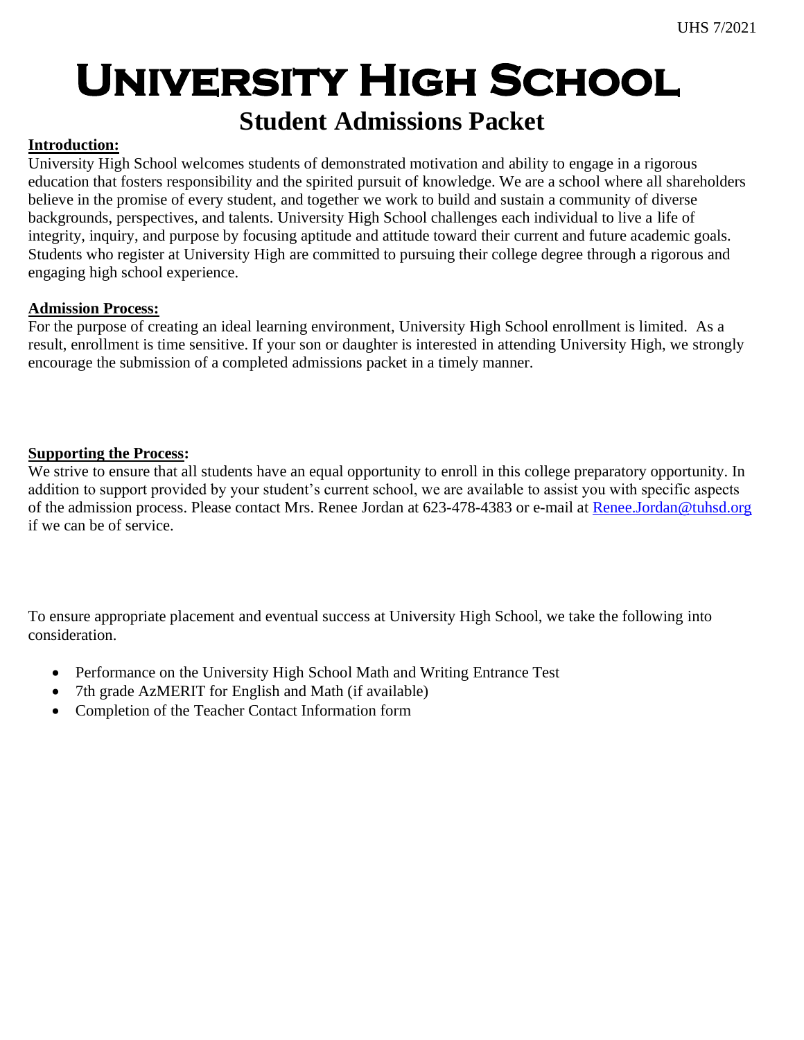# University High School

## Student Admissions Packet

**Introduction:**

University High School welcomes students of demonstrated motivation and ability to engage in a rigorous education that fosters responsibility and the spirited pursuit of knowledge. We are a school where all shareholders believe in the promise of every student, and together we work to build and sustain a community of diverse backgrounds, perspectives, and talents. University High School challenges each individual to live a life of integrity, inquiry, and purpose by focusing aptitude and attitude toward their current and future academic goals. Students who register at University High are committed to pursuing their college degree through a rigorous and engaging high school experience.

**Admission Process:**

For the purpose of creating an ideal learning environment, University High School enrollment is limited. As a result, enrollment is time sensitive. If your son or daughter is interested in attending University High, we strongly encourage the submission of a completed admissions packet in a timely manner.

**Supporting the Process:**

We strive to ensure that all students have an equal opportunity to enroll in this college preparatory opportunity. In addition to support provided by your student's current school, we are available to assist you with specific aspects of the admission process. Please contact Mrs. Renee Jordan at 623-478-4383 or e-mail at Renee.Jordan@tuhsd.org if we can be of service.

To ensure appropriate placement and eventual success at University High School, we take the following into consideration.

- Performance on the University High School Math and Writing Entrance Test
- 7th grade AzMERIT for English and Math (if available)
- Completion of the Teacher Contact Information form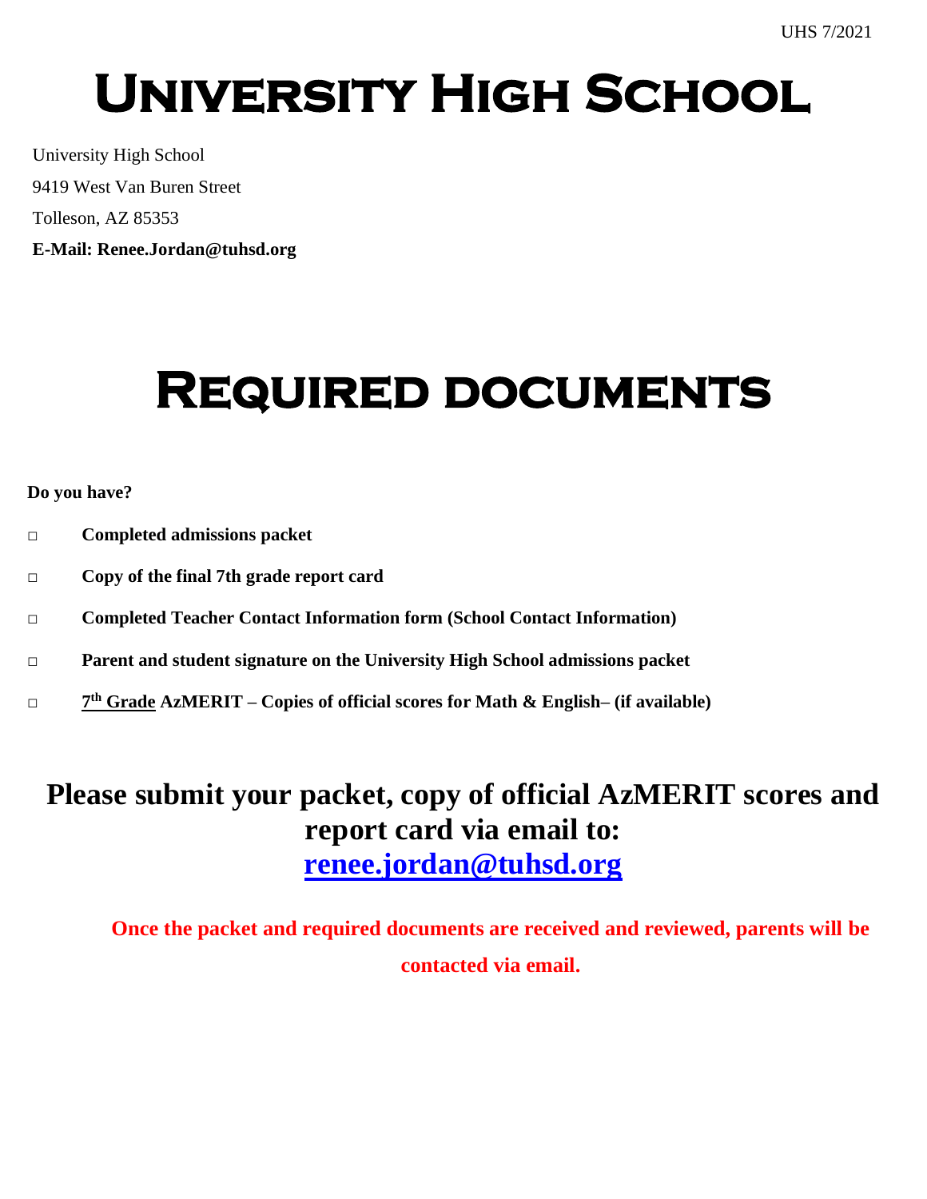# University High School

University High School

9419 West Van Buren Street

Tolleson, AZ 85353

**E-Mail: Renee.Jordan@tuhsd.org**

# Required documents

**Do you have?**

- ☐ **Completed admissions packet**
- ☐ **Copy of the final 7th grade report card**
- ☐ **Completed Teacher Contact Information form (School Contact Information)**
- ☐ **Parent and student signature on the University High School admissions packet**
- ☐ **7th Grade AzMERIT – Copies of official scores for Math & English– (if available)**

## Please submit your packet, copy of official AzMERIT scores and report card via email to: [renee.jordan@tuhsd.org](mailto:renee.jordan@tuhsd.org)

**Once the packet and required documents are received and reviewed, parents will be contacted via email.**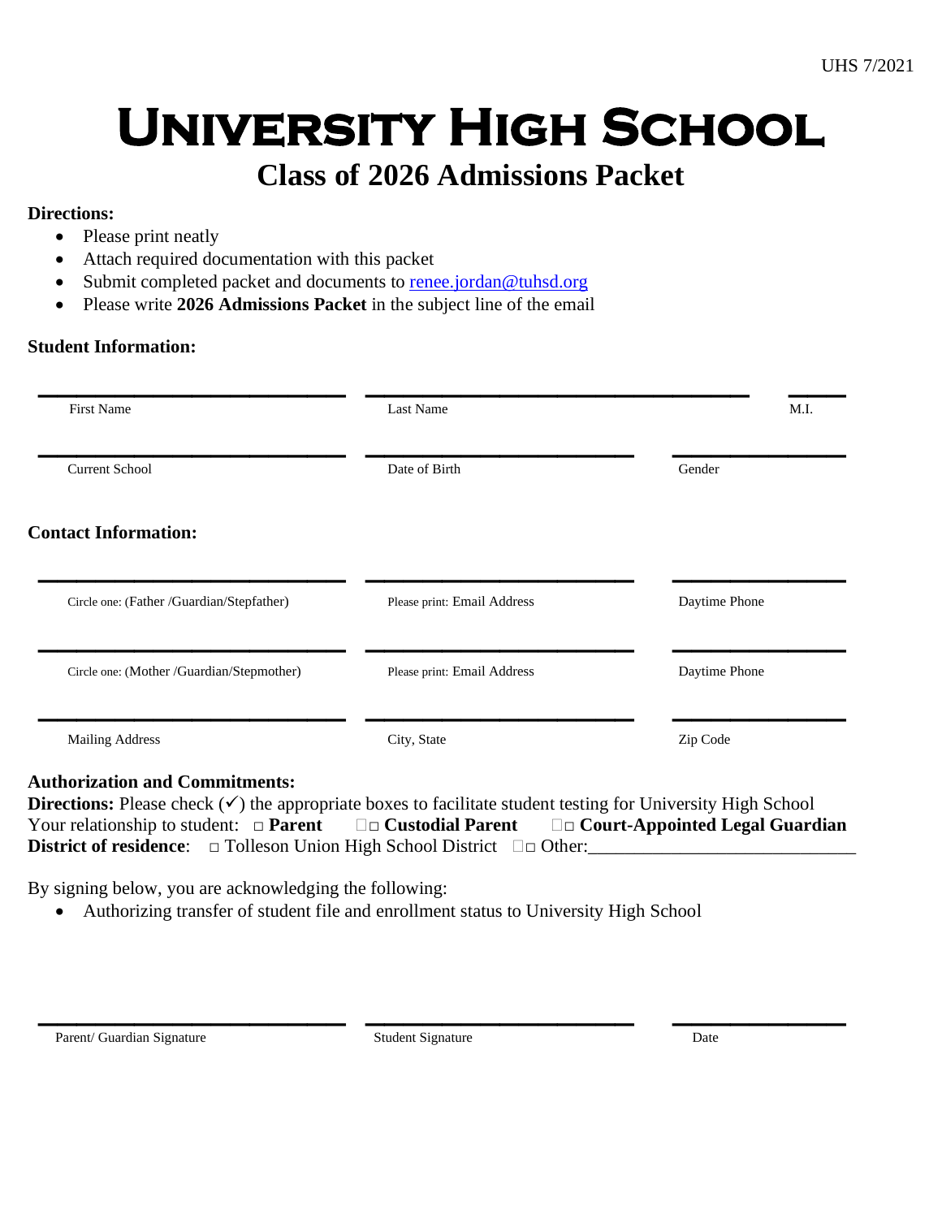# UNIVERSITY HIGH SCHOOL

## Class of 2026 Admissions Packet

**Directions:**

- Please print neatly
- Attach required documentation with this packet
- Submit completed packet and documents to renee.jordan@tuhsd.org
- Please write **2026 Admissions Packet** in the subject line of the email

**Student Information:**

| ______________________ | ______________________ | ______ |
|---|---|---|
| First Name | Last Name | M.I. |
| Current School | Date of Birth | Gender |

**Contact Information:**

| ______________________ | ______________________ | ______________ |
|---|---|---|
| Circle one: (Father /Guardian/Stepfather) | Please print: Email Address | Daytime Phone |
| Circle one: (Mother /Guardian/Stepmother) | Please print: Email Address | Daytime Phone |
| Mailing Address | City, State | Zip Code |

**Authorization and Commitments:**

**Directions:** Please check (✓) the appropriate boxes to facilitate student testing for University High School

Your relationship to student: □ **Parent** □ **Custodial Parent** □ **Court-Appointed Legal Guardian**

**District of residence**: □ Tolleson Union High School District □ Other:____________________________

By signing below, you are acknowledging the following:

- Authorizing transfer of student file and enrollment status to University High School

| ______________________ | ______________________ | ______________ |
|---|---|---|
| Parent/ Guardian Signature | Student Signature | Date |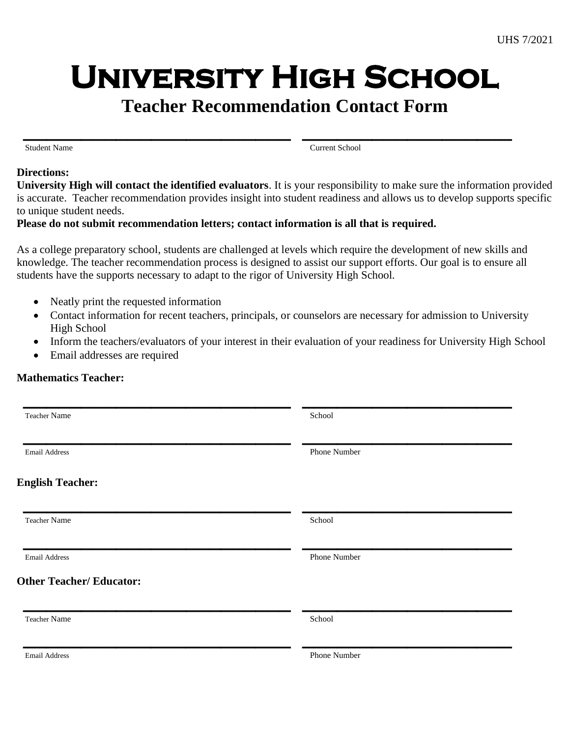UHS 7/2021

# University High School

## Teacher Recommendation Contact Form

\_\_\_\_\_\_\_\_\_\_\_\_\_\_\_\_\_\_\_\_\_\_\_\_\_\_\_\_\_\_\_\_\_\_\_\_\_ \_\_\_\_\_\_\_\_\_\_\_\_\_\_\_\_\_\_\_\_\_\_\_\_\_\_\_\_\_\_

Student Name | Current School

**Directions:**

**University High will contact the identified evaluators**. It is your responsibility to make sure the information provided is accurate. Teacher recommendation provides insight into student readiness and allows us to develop supports specific to unique student needs.

**Please do not submit recommendation letters; contact information is all that is required.**

As a college preparatory school, students are challenged at levels which require the development of new skills and knowledge. The teacher recommendation process is designed to assist our support efforts. Our goal is to ensure all students have the supports necessary to adapt to the rigor of University High School.

- Neatly print the requested information
- Contact information for recent teachers, principals, or counselors are necessary for admission to University High School
- Inform the teachers/evaluators of your interest in their evaluation of your readiness for University High School
- Email addresses are required

**Mathematics Teacher:**

\_\_\_\_\_\_\_\_\_\_\_\_\_\_\_\_\_\_\_\_\_\_\_\_\_\_\_\_\_\_\_\_\_\_\_\_\_ \_\_\_\_\_\_\_\_\_\_\_\_\_\_\_\_\_\_\_\_\_\_\_\_\_\_\_\_\_\_

Teacher Name | School

\_\_\_\_\_\_\_\_\_\_\_\_\_\_\_\_\_\_\_\_\_\_\_\_\_\_\_\_\_\_\_\_\_\_\_\_\_ \_\_\_\_\_\_\_\_\_\_\_\_\_\_\_\_\_\_\_\_\_\_\_\_\_\_\_\_\_\_

Email Address | Phone Number

**English Teacher:**

\_\_\_\_\_\_\_\_\_\_\_\_\_\_\_\_\_\_\_\_\_\_\_\_\_\_\_\_\_\_\_\_\_\_\_\_\_ \_\_\_\_\_\_\_\_\_\_\_\_\_\_\_\_\_\_\_\_\_\_\_\_\_\_\_\_\_\_

Teacher Name | School

\_\_\_\_\_\_\_\_\_\_\_\_\_\_\_\_\_\_\_\_\_\_\_\_\_\_\_\_\_\_\_\_\_\_\_\_\_ \_\_\_\_\_\_\_\_\_\_\_\_\_\_\_\_\_\_\_\_\_\_\_\_\_\_\_\_\_\_

Email Address | Phone Number

**Other Teacher/ Educator:**

\_\_\_\_\_\_\_\_\_\_\_\_\_\_\_\_\_\_\_\_\_\_\_\_\_\_\_\_\_\_\_\_\_\_\_\_\_ \_\_\_\_\_\_\_\_\_\_\_\_\_\_\_\_\_\_\_\_\_\_\_\_\_\_\_\_\_\_

Teacher Name | School

\_\_\_\_\_\_\_\_\_\_\_\_\_\_\_\_\_\_\_\_\_\_\_\_\_\_\_\_\_\_\_\_\_\_\_\_\_ \_\_\_\_\_\_\_\_\_\_\_\_\_\_\_\_\_\_\_\_\_\_\_\_\_\_\_\_\_\_

Email Address | Phone Number